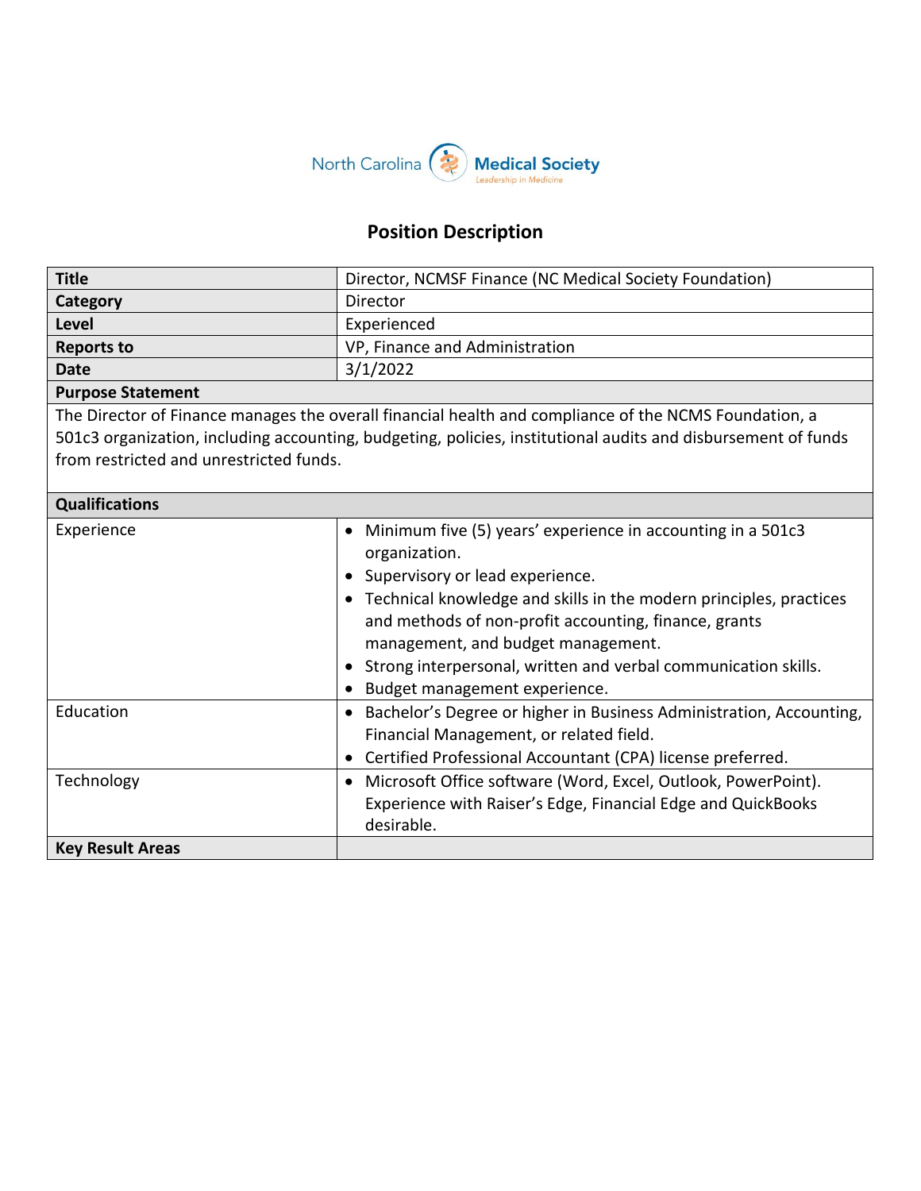North Carolina Medical Society
*Leadership in Medicine*

# Position Description

| Title | Director, NCMSF Finance (NC Medical Society Foundation) |
|---|---|
| Category | Director |
| Level | Experienced |
| Reports to | VP, Finance and Administration |
| Date | 3/1/2022 |

**Purpose Statement**

The Director of Finance manages the overall financial health and compliance of the NCMS Foundation, a 501c3 organization, including accounting, budgeting, policies, institutional audits and disbursement of funds from restricted and unrestricted funds.

**Qualifications**

| | |
|---|---|
| Experience | • Minimum five (5) years' experience in accounting in a 501c3 organization.<br>• Supervisory or lead experience.<br>• Technical knowledge and skills in the modern principles, practices and methods of non-profit accounting, finance, grants management, and budget management.<br>• Strong interpersonal, written and verbal communication skills.<br>• Budget management experience. |
| Education | • Bachelor's Degree or higher in Business Administration, Accounting, Financial Management, or related field.<br>• Certified Professional Accountant (CPA) license preferred. |
| Technology | • Microsoft Office software (Word, Excel, Outlook, PowerPoint). Experience with Raiser's Edge, Financial Edge and QuickBooks desirable. |
| **Key Result Areas** | |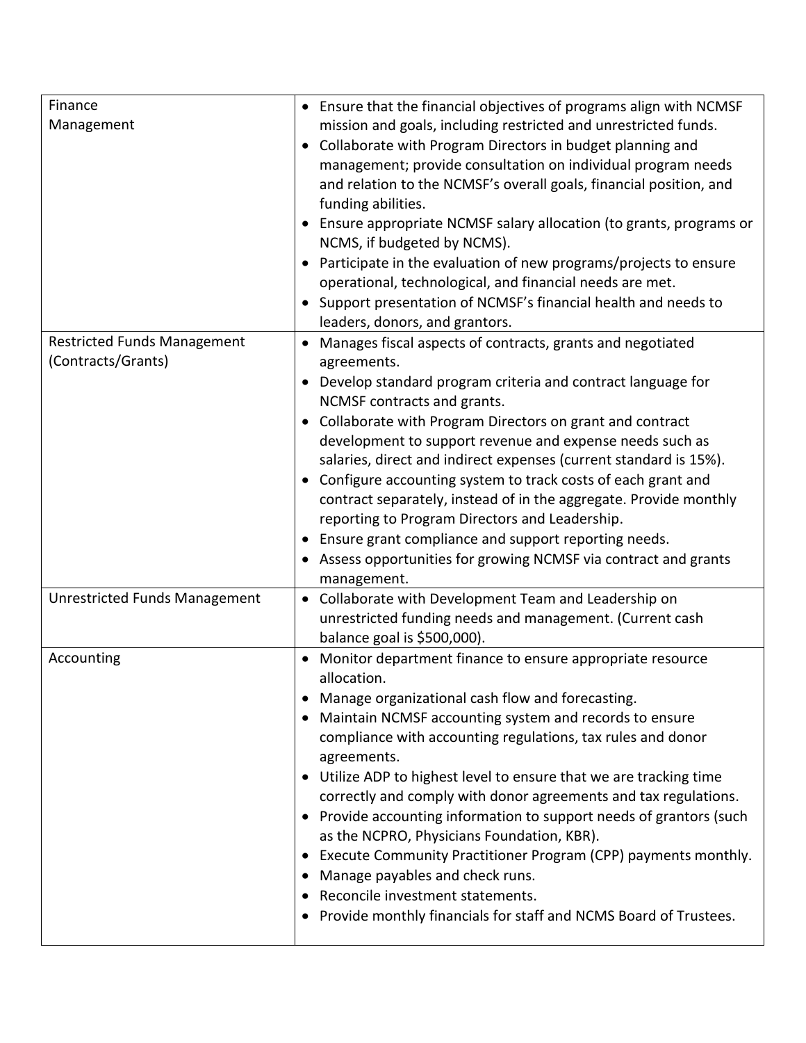| | |
|---|---|
| Finance Management | • Ensure that the financial objectives of programs align with NCMSF mission and goals, including restricted and unrestricted funds.<br>• Collaborate with Program Directors in budget planning and management; provide consultation on individual program needs and relation to the NCMSF's overall goals, financial position, and funding abilities.<br>• Ensure appropriate NCMSF salary allocation (to grants, programs or NCMS, if budgeted by NCMS).<br>• Participate in the evaluation of new programs/projects to ensure operational, technological, and financial needs are met.<br>• Support presentation of NCMSF's financial health and needs to leaders, donors, and grantors. |
| Restricted Funds Management (Contracts/Grants) | • Manages fiscal aspects of contracts, grants and negotiated agreements.<br>• Develop standard program criteria and contract language for NCMSF contracts and grants.<br>• Collaborate with Program Directors on grant and contract development to support revenue and expense needs such as salaries, direct and indirect expenses (current standard is 15%).<br>• Configure accounting system to track costs of each grant and contract separately, instead of in the aggregate. Provide monthly reporting to Program Directors and Leadership.<br>• Ensure grant compliance and support reporting needs.<br>• Assess opportunities for growing NCMSF via contract and grants management. |
| Unrestricted Funds Management | • Collaborate with Development Team and Leadership on unrestricted funding needs and management. (Current cash balance goal is $500,000). |
| Accounting | • Monitor department finance to ensure appropriate resource allocation.<br>• Manage organizational cash flow and forecasting.<br>• Maintain NCMSF accounting system and records to ensure compliance with accounting regulations, tax rules and donor agreements.<br>• Utilize ADP to highest level to ensure that we are tracking time correctly and comply with donor agreements and tax regulations.<br>• Provide accounting information to support needs of grantors (such as the NCPRO, Physicians Foundation, KBR).<br>• Execute Community Practitioner Program (CPP) payments monthly.<br>• Manage payables and check runs.<br>• Reconcile investment statements.<br>• Provide monthly financials for staff and NCMS Board of Trustees. |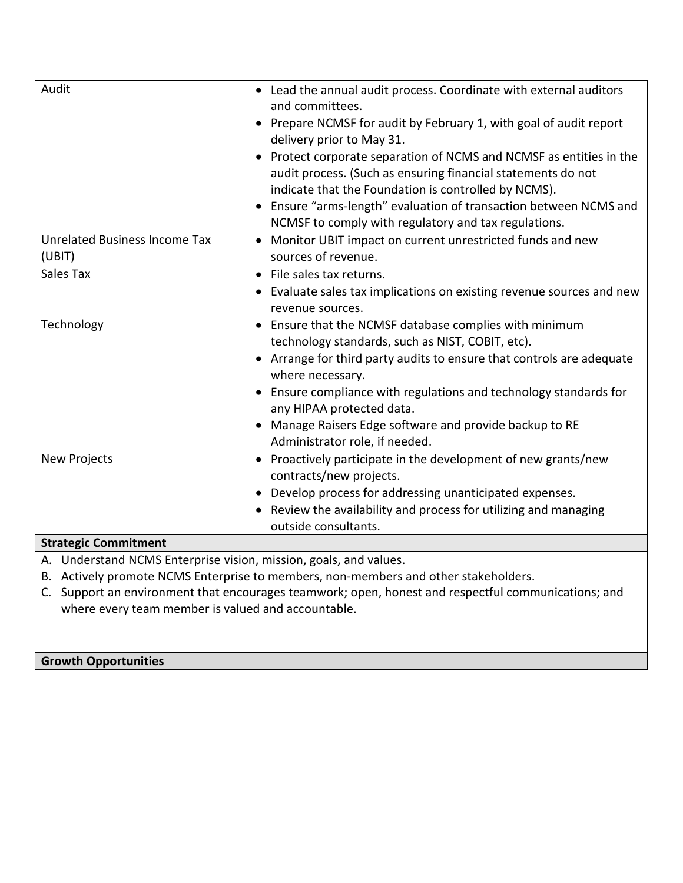| | |
|---|---|
| Audit | • Lead the annual audit process. Coordinate with external auditors and committees.<br>• Prepare NCMSF for audit by February 1, with goal of audit report delivery prior to May 31.<br>• Protect corporate separation of NCMS and NCMSF as entities in the audit process. (Such as ensuring financial statements do not indicate that the Foundation is controlled by NCMS).<br>• Ensure "arms-length" evaluation of transaction between NCMS and NCMSF to comply with regulatory and tax regulations. |
| Unrelated Business Income Tax (UBIT) | • Monitor UBIT impact on current unrestricted funds and new sources of revenue. |
| Sales Tax | • File sales tax returns.<br>• Evaluate sales tax implications on existing revenue sources and new revenue sources. |
| Technology | • Ensure that the NCMSF database complies with minimum technology standards, such as NIST, COBIT, etc).<br>• Arrange for third party audits to ensure that controls are adequate where necessary.<br>• Ensure compliance with regulations and technology standards for any HIPAA protected data.<br>• Manage Raisers Edge software and provide backup to RE Administrator role, if needed. |
| New Projects | • Proactively participate in the development of new grants/new contracts/new projects.<br>• Develop process for addressing unanticipated expenses.<br>• Review the availability and process for utilizing and managing outside consultants. |

**Strategic Commitment**

A. Understand NCMS Enterprise vision, mission, goals, and values.
B. Actively promote NCMS Enterprise to members, non-members and other stakeholders.
C. Support an environment that encourages teamwork; open, honest and respectful communications; and where every team member is valued and accountable.

**Growth Opportunities**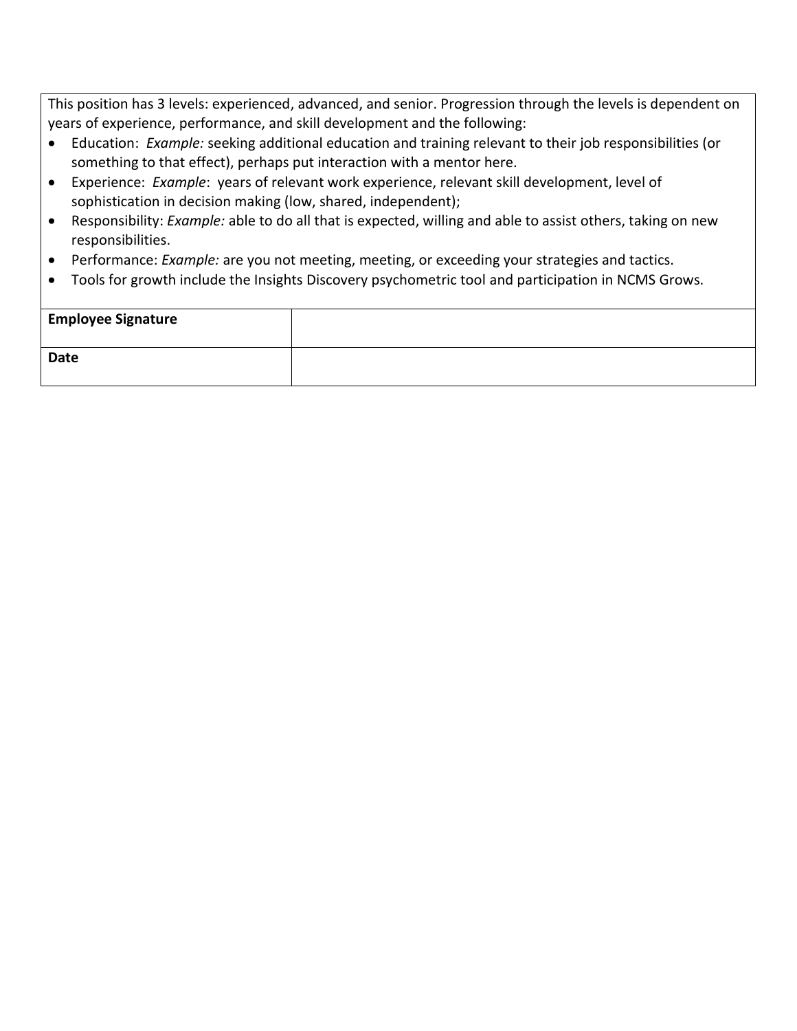This position has 3 levels: experienced, advanced, and senior. Progression through the levels is dependent on years of experience, performance, and skill development and the following:

- Education: *Example:* seeking additional education and training relevant to their job responsibilities (or something to that effect), perhaps put interaction with a mentor here.
- Experience: *Example*: years of relevant work experience, relevant skill development, level of sophistication in decision making (low, shared, independent);
- Responsibility: *Example:* able to do all that is expected, willing and able to assist others, taking on new responsibilities.
- Performance: *Example:* are you not meeting, meeting, or exceeding your strategies and tactics.
- Tools for growth include the Insights Discovery psychometric tool and participation in NCMS Grows.

| | |
|---|---|
| **Employee Signature** | |
| **Date** | |